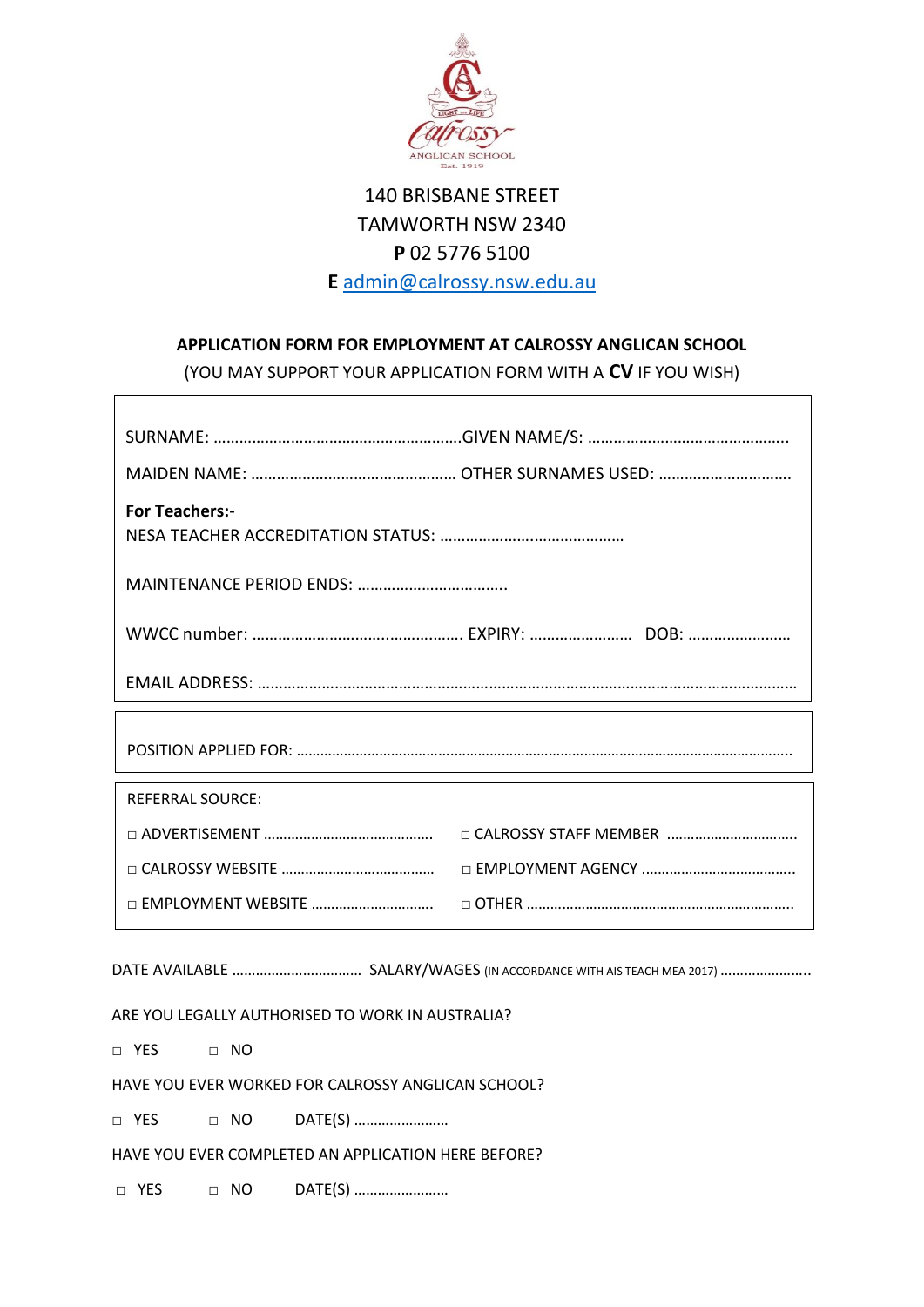140 BRISBANE STREET
TAMWORTH NSW 2340
**P** 02 5776 5100
**E** admin@calrossy.nsw.edu.au

**APPLICATION FORM FOR EMPLOYMENT AT CALROSSY ANGLICAN SCHOOL**

(YOU MAY SUPPORT YOUR APPLICATION FORM WITH A **CV** IF YOU WISH)

SURNAME: ……………………………………………………GIVEN NAME/S: ………………………………………..

MAIDEN NAME: ………………………………………… OTHER SURNAMES USED: …………………………

**For Teachers:-**
NESA TEACHER ACCREDITATION STATUS: ……………………………………

MAINTENANCE PERIOD ENDS: ……………………………..

WWCC number: ………………………………………. EXPIRY: …………………… DOB: ……………………

EMAIL ADDRESS: ………………………………………………………………………………………………………

POSITION APPLIED FOR: ……………………………………………………………………………………………

REFERRAL SOURCE:

□ ADVERTISEMENT …………………………………… □ CALROSSY STAFF MEMBER ……………………………

□ CALROSSY WEBSITE ………………………………… □ EMPLOYMENT AGENCY …………………………………

□ EMPLOYMENT WEBSITE ………………………… □ OTHER …………………………………………………………

DATE AVAILABLE …………………………… SALARY/WAGES (IN ACCORDANCE WITH AIS TEACH MEA 2017) …………………..

ARE YOU LEGALLY AUTHORISED TO WORK IN AUSTRALIA?

□ YES □ NO

HAVE YOU EVER WORKED FOR CALROSSY ANGLICAN SCHOOL?

□ YES □ NO DATE(S) ……………………

HAVE YOU EVER COMPLETED AN APPLICATION HERE BEFORE?

□ YES □ NO DATE(S) ……………………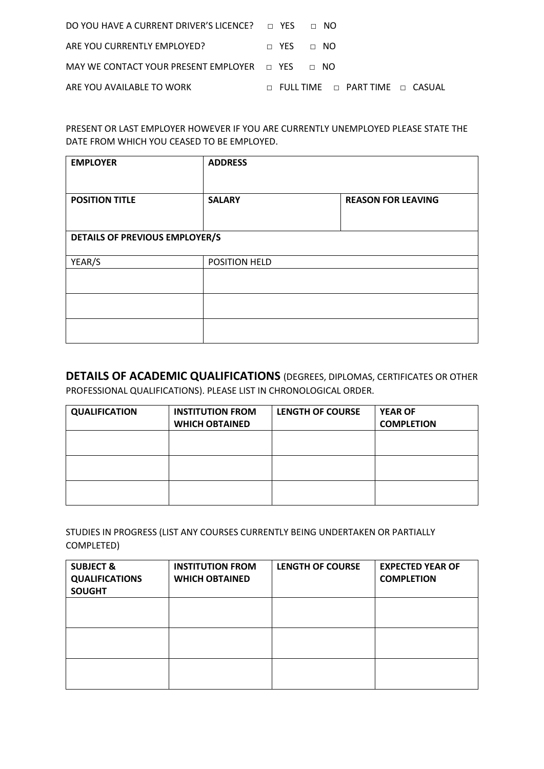DO YOU HAVE A CURRENT DRIVER'S LICENCE? □ YES □ NO

ARE YOU CURRENTLY EMPLOYED? □ YES □ NO

MAY WE CONTACT YOUR PRESENT EMPLOYER □ YES □ NO

ARE YOU AVAILABLE TO WORK □ FULL TIME □ PART TIME □ CASUAL

PRESENT OR LAST EMPLOYER HOWEVER IF YOU ARE CURRENTLY UNEMPLOYED PLEASE STATE THE DATE FROM WHICH YOU CEASED TO BE EMPLOYED.

| **EMPLOYER** | **ADDRESS** | |
|---|---|---|
| **POSITION TITLE** | **SALARY** | **REASON FOR LEAVING** |
| **DETAILS OF PREVIOUS EMPLOYER/S** | | |
| YEAR/S | POSITION HELD | |
| | | |
| | | |
| | | |

**DETAILS OF ACADEMIC QUALIFICATIONS** (DEGREES, DIPLOMAS, CERTIFICATES OR OTHER PROFESSIONAL QUALIFICATIONS). PLEASE LIST IN CHRONOLOGICAL ORDER.

| **QUALIFICATION** | **INSTITUTION FROM WHICH OBTAINED** | **LENGTH OF COURSE** | **YEAR OF COMPLETION** |
|---|---|---|---|
| | | | |
| | | | |
| | | | |

STUDIES IN PROGRESS (LIST ANY COURSES CURRENTLY BEING UNDERTAKEN OR PARTIALLY COMPLETED)

| **SUBJECT & QUALIFICATIONS SOUGHT** | **INSTITUTION FROM WHICH OBTAINED** | **LENGTH OF COURSE** | **EXPECTED YEAR OF COMPLETION** |
|---|---|---|---|
| | | | |
| | | | |
| | | | |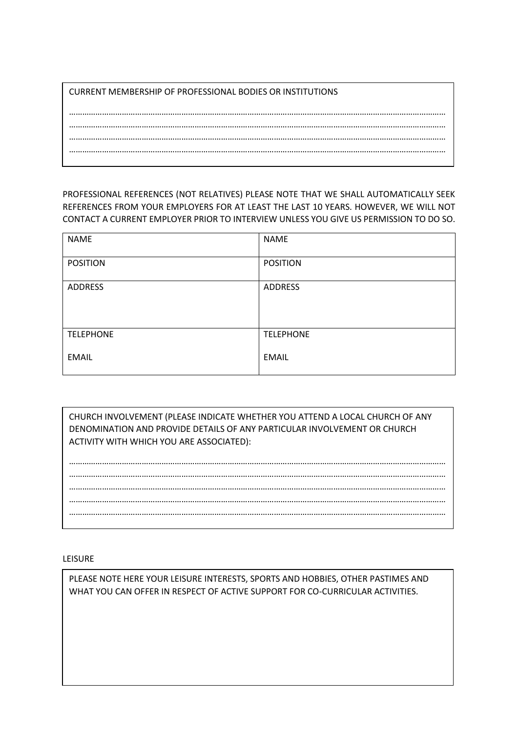CURRENT MEMBERSHIP OF PROFESSIONAL BODIES OR INSTITUTIONS

……………………………………………………………………………………………………………………………………………………
……………………………………………………………………………………………………………………………………………………
……………………………………………………………………………………………………………………………………………………
……………………………………………………………………………………………………………………………………………………

PROFESSIONAL REFERENCES (NOT RELATIVES) PLEASE NOTE THAT WE SHALL AUTOMATICALLY SEEK REFERENCES FROM YOUR EMPLOYERS FOR AT LEAST THE LAST 10 YEARS. HOWEVER, WE WILL NOT CONTACT A CURRENT EMPLOYER PRIOR TO INTERVIEW UNLESS YOU GIVE US PERMISSION TO DO SO.

| NAME | NAME |
|---|---|
| POSITION | POSITION |
| ADDRESS | ADDRESS |
| TELEPHONE<br><br>EMAIL | TELEPHONE<br><br>EMAIL |

CHURCH INVOLVEMENT (PLEASE INDICATE WHETHER YOU ATTEND A LOCAL CHURCH OF ANY DENOMINATION AND PROVIDE DETAILS OF ANY PARTICULAR INVOLVEMENT OR CHURCH ACTIVITY WITH WHICH YOU ARE ASSOCIATED):

……………………………………………………………………………………………………………………………………………………
……………………………………………………………………………………………………………………………………………………
……………………………………………………………………………………………………………………………………………………
……………………………………………………………………………………………………………………………………………………
……………………………………………………………………………………………………………………………………………………

LEISURE

PLEASE NOTE HERE YOUR LEISURE INTERESTS, SPORTS AND HOBBIES, OTHER PASTIMES AND WHAT YOU CAN OFFER IN RESPECT OF ACTIVE SUPPORT FOR CO-CURRICULAR ACTIVITIES.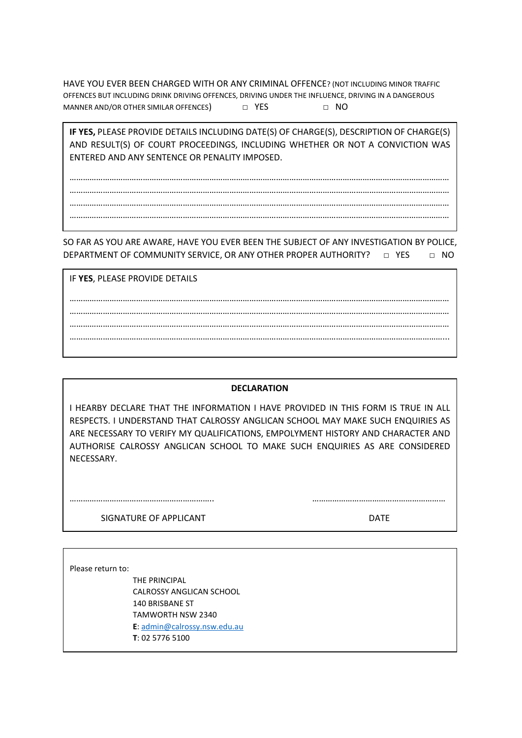HAVE YOU EVER BEEN CHARGED WITH OR ANY CRIMINAL OFFENCE? (NOT INCLUDING MINOR TRAFFIC OFFENCES BUT INCLUDING DRINK DRIVING OFFENCES, DRIVING UNDER THE INFLUENCE, DRIVING IN A DANGEROUS MANNER AND/OR OTHER SIMILAR OFFENCES) □ YES □ NO

**IF YES,** PLEASE PROVIDE DETAILS INCLUDING DATE(S) OF CHARGE(S), DESCRIPTION OF CHARGE(S) AND RESULT(S) OF COURT PROCEEDINGS, INCLUDING WHETHER OR NOT A CONVICTION WAS ENTERED AND ANY SENTENCE OR PENALITY IMPOSED.

……………………………………………………………………………………………………………………………………………………

……………………………………………………………………………………………………………………………………………………

……………………………………………………………………………………………………………………………………………………

……………………………………………………………………………………………………………………………………………………

SO FAR AS YOU ARE AWARE, HAVE YOU EVER BEEN THE SUBJECT OF ANY INVESTIGATION BY POLICE, DEPARTMENT OF COMMUNITY SERVICE, OR ANY OTHER PROPER AUTHORITY? □ YES □ NO

IF **YES**, PLEASE PROVIDE DETAILS

……………………………………………………………………………………………………………………………………………………

……………………………………………………………………………………………………………………………………………………

……………………………………………………………………………………………………………………………………………………

……………………………………………………………………………………………………………………………………………………

**DECLARATION**

I HEARBY DECLARE THAT THE INFORMATION I HAVE PROVIDED IN THIS FORM IS TRUE IN ALL RESPECTS. I UNDERSTAND THAT CALROSSY ANGLICAN SCHOOL MAY MAKE SUCH ENQUIRIES AS ARE NECESSARY TO VERIFY MY QUALIFICATIONS, EMPOLYMENT HISTORY AND CHARACTER AND AUTHORISE CALROSSY ANGLICAN SCHOOL TO MAKE SUCH ENQUIRIES AS ARE CONSIDERED NECESSARY.

……………………………………………………….. ……………………………………………………

SIGNATURE OF APPLICANT DATE

Please return to:

THE PRINCIPAL
CALROSSY ANGLICAN SCHOOL
140 BRISBANE ST
TAMWORTH NSW 2340
**E**: admin@calrossy.nsw.edu.au
**T**: 02 5776 5100